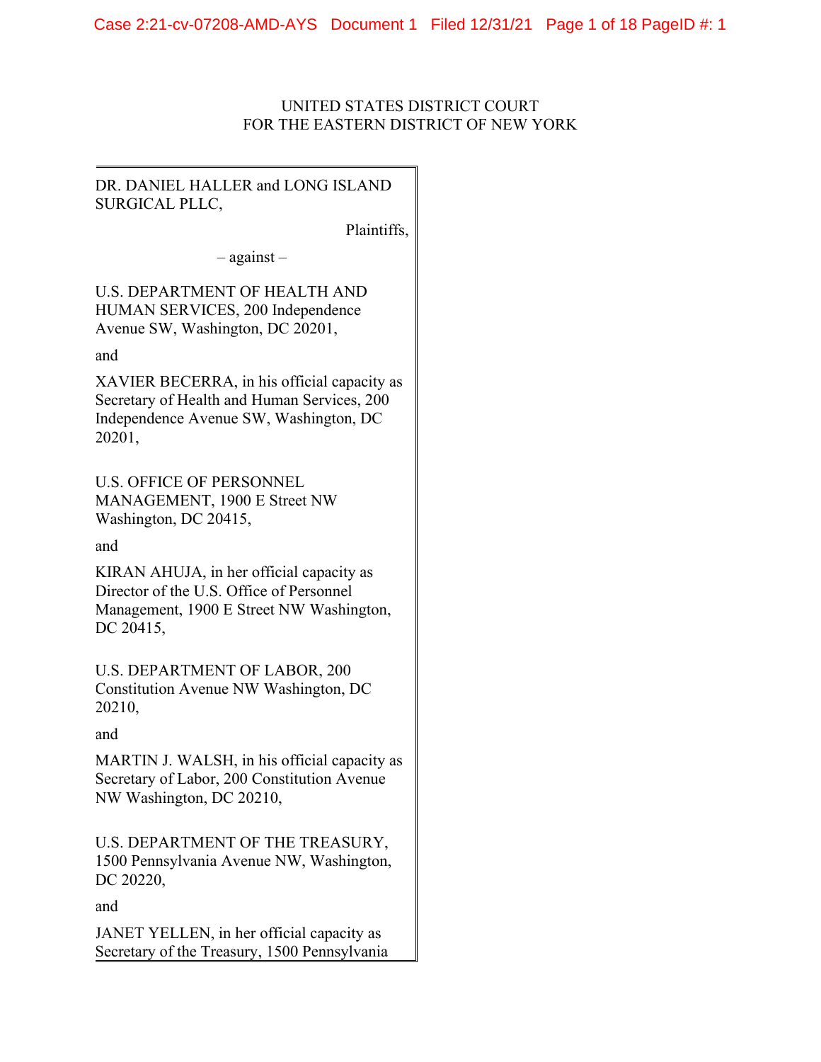UNITED STATES DISTRICT COURT
FOR THE EASTERN DISTRICT OF NEW YORK

DR. DANIEL HALLER and LONG ISLAND SURGICAL PLLC,

Plaintiffs,

– against –

U.S. DEPARTMENT OF HEALTH AND HUMAN SERVICES, 200 Independence Avenue SW, Washington, DC 20201,

and

XAVIER BECERRA, in his official capacity as Secretary of Health and Human Services, 200 Independence Avenue SW, Washington, DC 20201,

U.S. OFFICE OF PERSONNEL MANAGEMENT, 1900 E Street NW Washington, DC 20415,

and

KIRAN AHUJA, in her official capacity as Director of the U.S. Office of Personnel Management, 1900 E Street NW Washington, DC 20415,

U.S. DEPARTMENT OF LABOR, 200 Constitution Avenue NW Washington, DC 20210,

and

MARTIN J. WALSH, in his official capacity as Secretary of Labor, 200 Constitution Avenue NW Washington, DC 20210,

U.S. DEPARTMENT OF THE TREASURY, 1500 Pennsylvania Avenue NW, Washington, DC 20220,

and

JANET YELLEN, in her official capacity as Secretary of the Treasury, 1500 Pennsylvania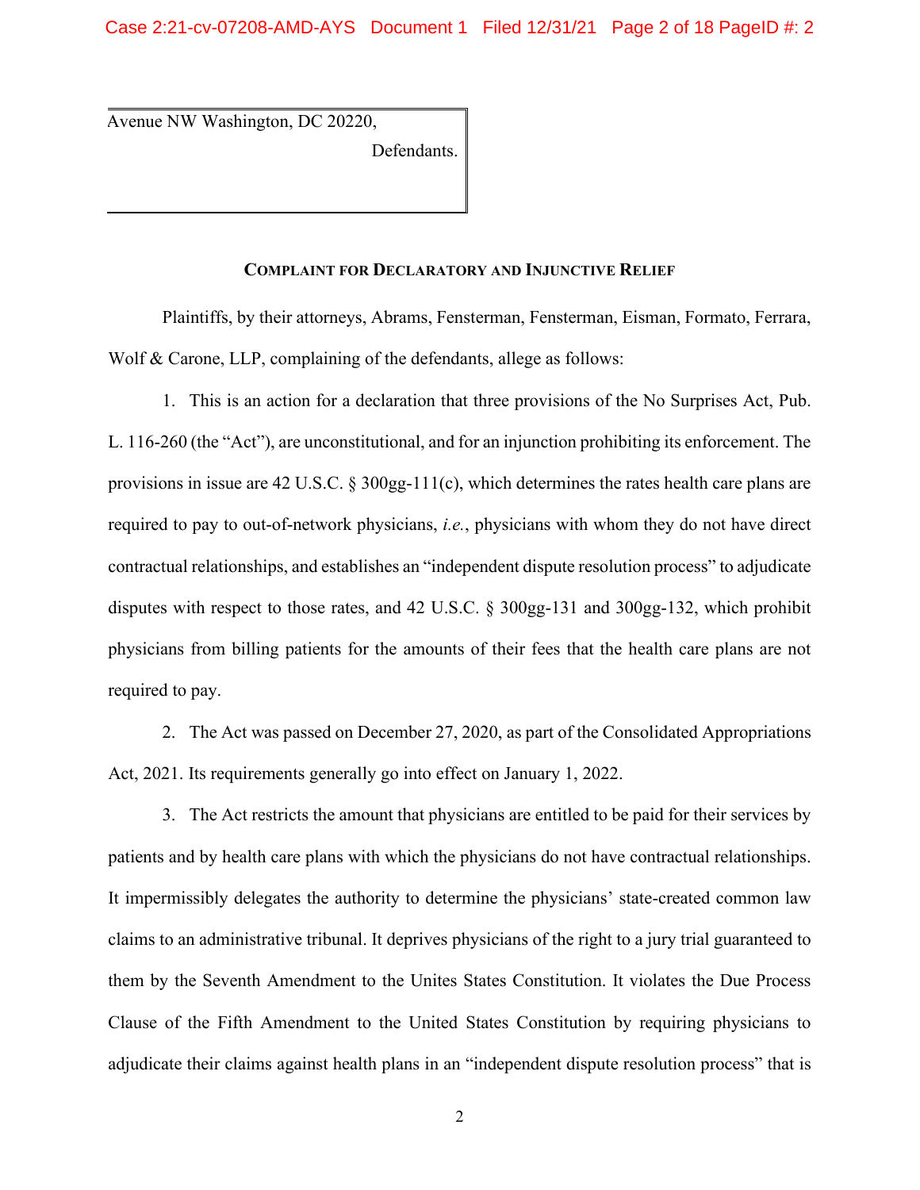Avenue NW Washington, DC 20220,

Defendants.

**COMPLAINT FOR DECLARATORY AND INJUNCTIVE RELIEF**

Plaintiffs, by their attorneys, Abrams, Fensterman, Fensterman, Eisman, Formato, Ferrara, Wolf & Carone, LLP, complaining of the defendants, allege as follows:

1. This is an action for a declaration that three provisions of the No Surprises Act, Pub. L. 116-260 (the "Act"), are unconstitutional, and for an injunction prohibiting its enforcement. The provisions in issue are 42 U.S.C. § 300gg-111(c), which determines the rates health care plans are required to pay to out-of-network physicians, *i.e.*, physicians with whom they do not have direct contractual relationships, and establishes an "independent dispute resolution process" to adjudicate disputes with respect to those rates, and 42 U.S.C. § 300gg-131 and 300gg-132, which prohibit physicians from billing patients for the amounts of their fees that the health care plans are not required to pay.

2. The Act was passed on December 27, 2020, as part of the Consolidated Appropriations Act, 2021. Its requirements generally go into effect on January 1, 2022.

3. The Act restricts the amount that physicians are entitled to be paid for their services by patients and by health care plans with which the physicians do not have contractual relationships. It impermissibly delegates the authority to determine the physicians' state-created common law claims to an administrative tribunal. It deprives physicians of the right to a jury trial guaranteed to them by the Seventh Amendment to the Unites States Constitution. It violates the Due Process Clause of the Fifth Amendment to the United States Constitution by requiring physicians to adjudicate their claims against health plans in an "independent dispute resolution process" that is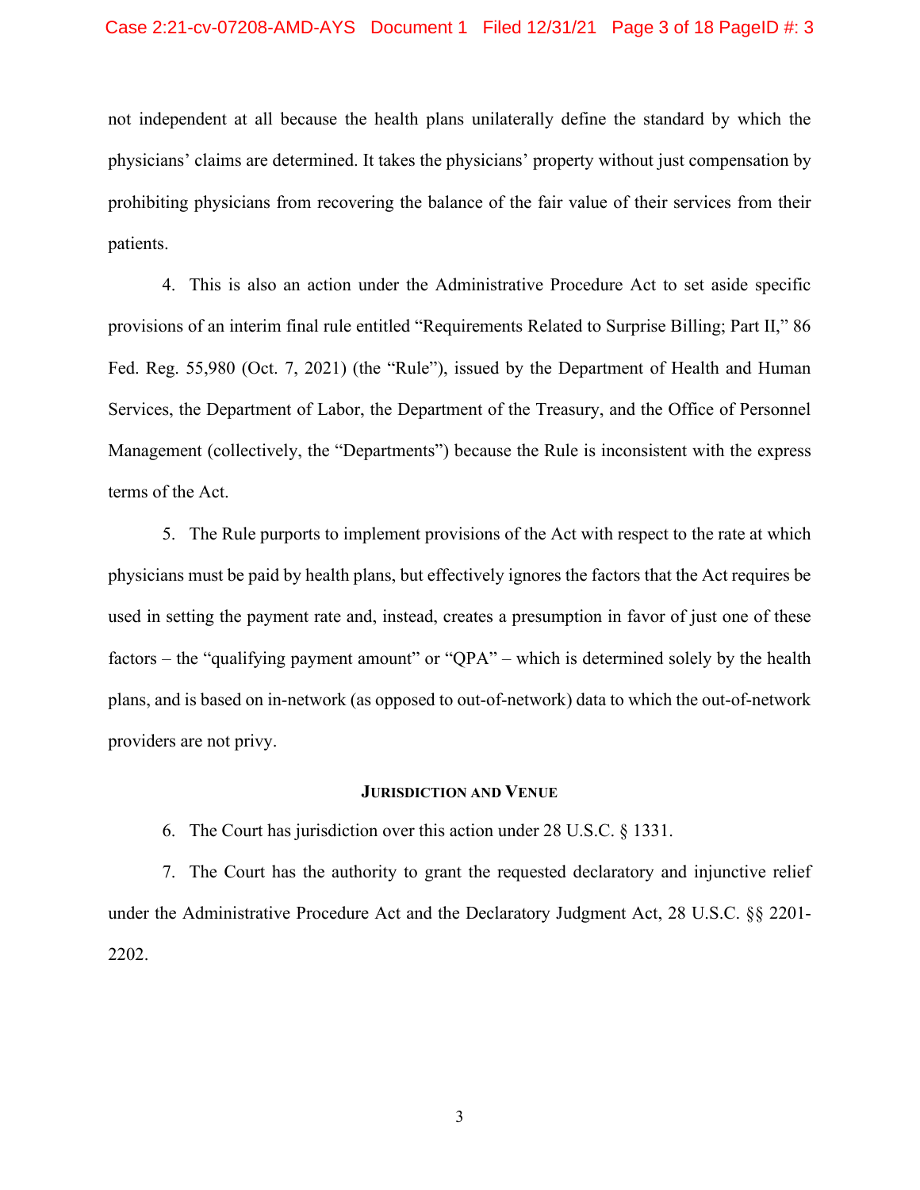not independent at all because the health plans unilaterally define the standard by which the physicians' claims are determined. It takes the physicians' property without just compensation by prohibiting physicians from recovering the balance of the fair value of their services from their patients.

4. This is also an action under the Administrative Procedure Act to set aside specific provisions of an interim final rule entitled "Requirements Related to Surprise Billing; Part II," 86 Fed. Reg. 55,980 (Oct. 7, 2021) (the "Rule"), issued by the Department of Health and Human Services, the Department of Labor, the Department of the Treasury, and the Office of Personnel Management (collectively, the "Departments") because the Rule is inconsistent with the express terms of the Act.

5. The Rule purports to implement provisions of the Act with respect to the rate at which physicians must be paid by health plans, but effectively ignores the factors that the Act requires be used in setting the payment rate and, instead, creates a presumption in favor of just one of these factors – the "qualifying payment amount" or "QPA" – which is determined solely by the health plans, and is based on in-network (as opposed to out-of-network) data to which the out-of-network providers are not privy.

## JURISDICTION AND VENUE

6. The Court has jurisdiction over this action under 28 U.S.C. § 1331.

7. The Court has the authority to grant the requested declaratory and injunctive relief under the Administrative Procedure Act and the Declaratory Judgment Act, 28 U.S.C. §§ 2201-2202.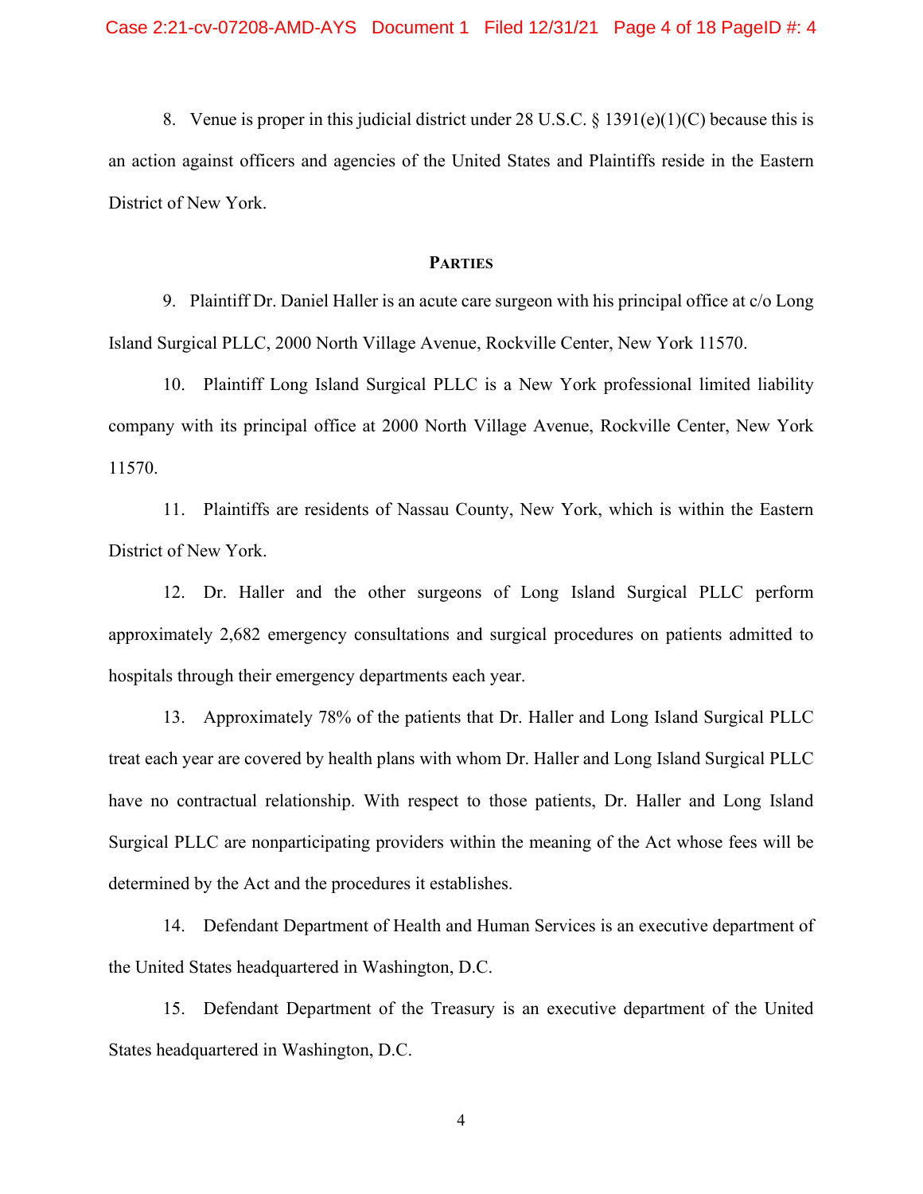8. Venue is proper in this judicial district under 28 U.S.C. § 1391(e)(1)(C) because this is an action against officers and agencies of the United States and Plaintiffs reside in the Eastern District of New York.

## Parties

9. Plaintiff Dr. Daniel Haller is an acute care surgeon with his principal office at c/o Long Island Surgical PLLC, 2000 North Village Avenue, Rockville Center, New York 11570.

10. Plaintiff Long Island Surgical PLLC is a New York professional limited liability company with its principal office at 2000 North Village Avenue, Rockville Center, New York 11570.

11. Plaintiffs are residents of Nassau County, New York, which is within the Eastern District of New York.

12. Dr. Haller and the other surgeons of Long Island Surgical PLLC perform approximately 2,682 emergency consultations and surgical procedures on patients admitted to hospitals through their emergency departments each year.

13. Approximately 78% of the patients that Dr. Haller and Long Island Surgical PLLC treat each year are covered by health plans with whom Dr. Haller and Long Island Surgical PLLC have no contractual relationship. With respect to those patients, Dr. Haller and Long Island Surgical PLLC are nonparticipating providers within the meaning of the Act whose fees will be determined by the Act and the procedures it establishes.

14. Defendant Department of Health and Human Services is an executive department of the United States headquartered in Washington, D.C.

15. Defendant Department of the Treasury is an executive department of the United States headquartered in Washington, D.C.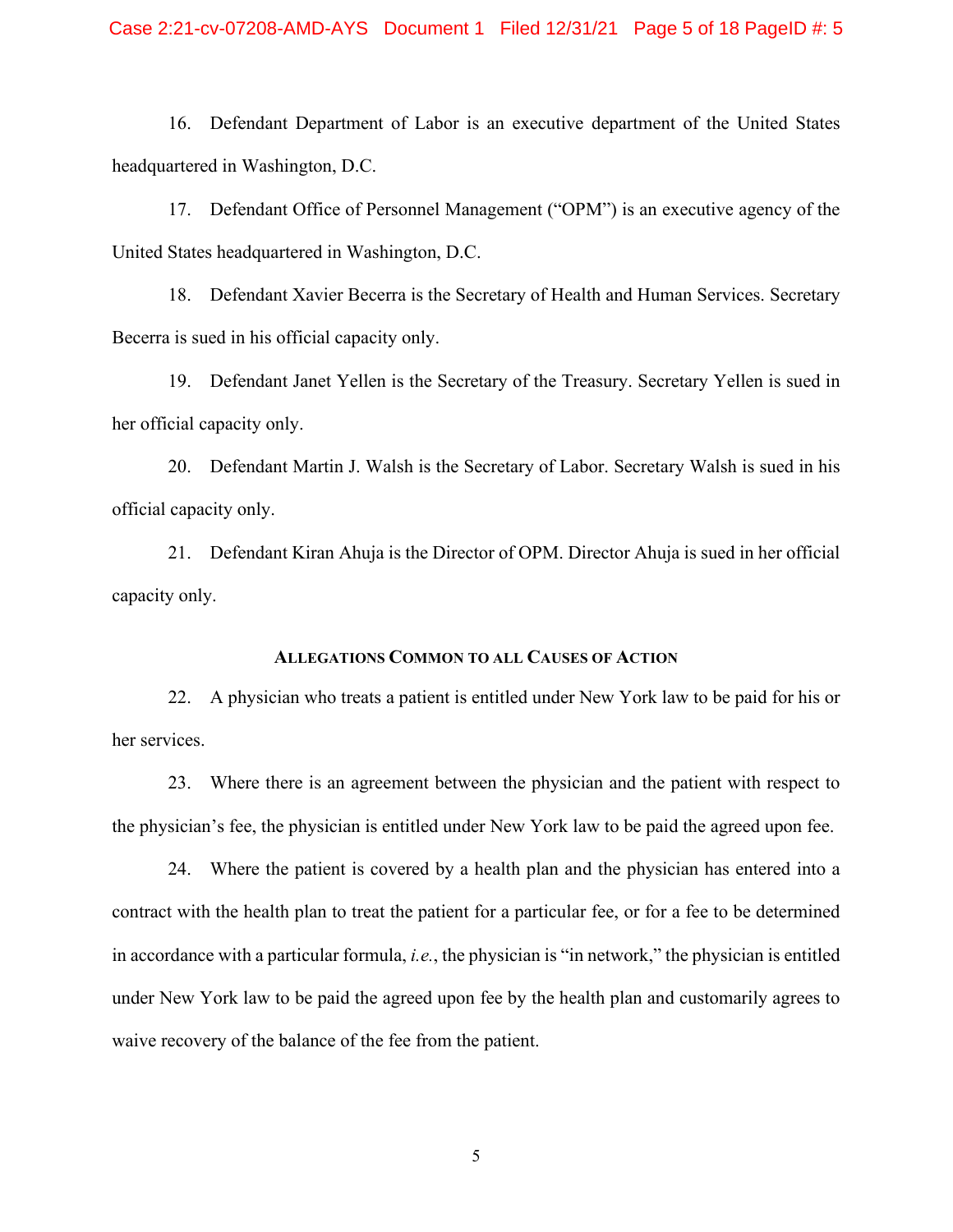16. Defendant Department of Labor is an executive department of the United States headquartered in Washington, D.C.

17. Defendant Office of Personnel Management ("OPM") is an executive agency of the United States headquartered in Washington, D.C.

18. Defendant Xavier Becerra is the Secretary of Health and Human Services. Secretary Becerra is sued in his official capacity only.

19. Defendant Janet Yellen is the Secretary of the Treasury. Secretary Yellen is sued in her official capacity only.

20. Defendant Martin J. Walsh is the Secretary of Labor. Secretary Walsh is sued in his official capacity only.

21. Defendant Kiran Ahuja is the Director of OPM. Director Ahuja is sued in her official capacity only.

**ALLEGATIONS COMMON TO ALL CAUSES OF ACTION**

22. A physician who treats a patient is entitled under New York law to be paid for his or her services.

23. Where there is an agreement between the physician and the patient with respect to the physician's fee, the physician is entitled under New York law to be paid the agreed upon fee.

24. Where the patient is covered by a health plan and the physician has entered into a contract with the health plan to treat the patient for a particular fee, or for a fee to be determined in accordance with a particular formula, *i.e.*, the physician is "in network," the physician is entitled under New York law to be paid the agreed upon fee by the health plan and customarily agrees to waive recovery of the balance of the fee from the patient.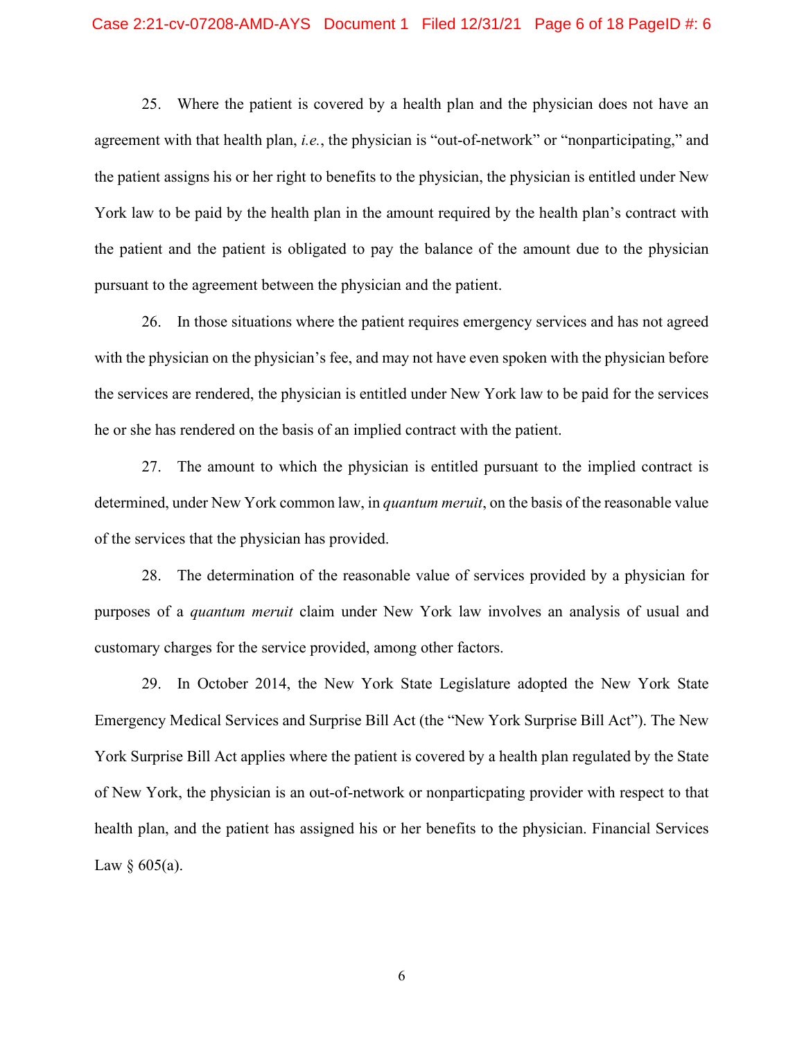25. Where the patient is covered by a health plan and the physician does not have an agreement with that health plan, *i.e.*, the physician is "out-of-network" or "nonparticipating," and the patient assigns his or her right to benefits to the physician, the physician is entitled under New York law to be paid by the health plan in the amount required by the health plan's contract with the patient and the patient is obligated to pay the balance of the amount due to the physician pursuant to the agreement between the physician and the patient.

26. In those situations where the patient requires emergency services and has not agreed with the physician on the physician's fee, and may not have even spoken with the physician before the services are rendered, the physician is entitled under New York law to be paid for the services he or she has rendered on the basis of an implied contract with the patient.

27. The amount to which the physician is entitled pursuant to the implied contract is determined, under New York common law, in *quantum meruit*, on the basis of the reasonable value of the services that the physician has provided.

28. The determination of the reasonable value of services provided by a physician for purposes of a *quantum meruit* claim under New York law involves an analysis of usual and customary charges for the service provided, among other factors.

29. In October 2014, the New York State Legislature adopted the New York State Emergency Medical Services and Surprise Bill Act (the "New York Surprise Bill Act"). The New York Surprise Bill Act applies where the patient is covered by a health plan regulated by the State of New York, the physician is an out-of-network or nonparticpating provider with respect to that health plan, and the patient has assigned his or her benefits to the physician. Financial Services Law § 605(a).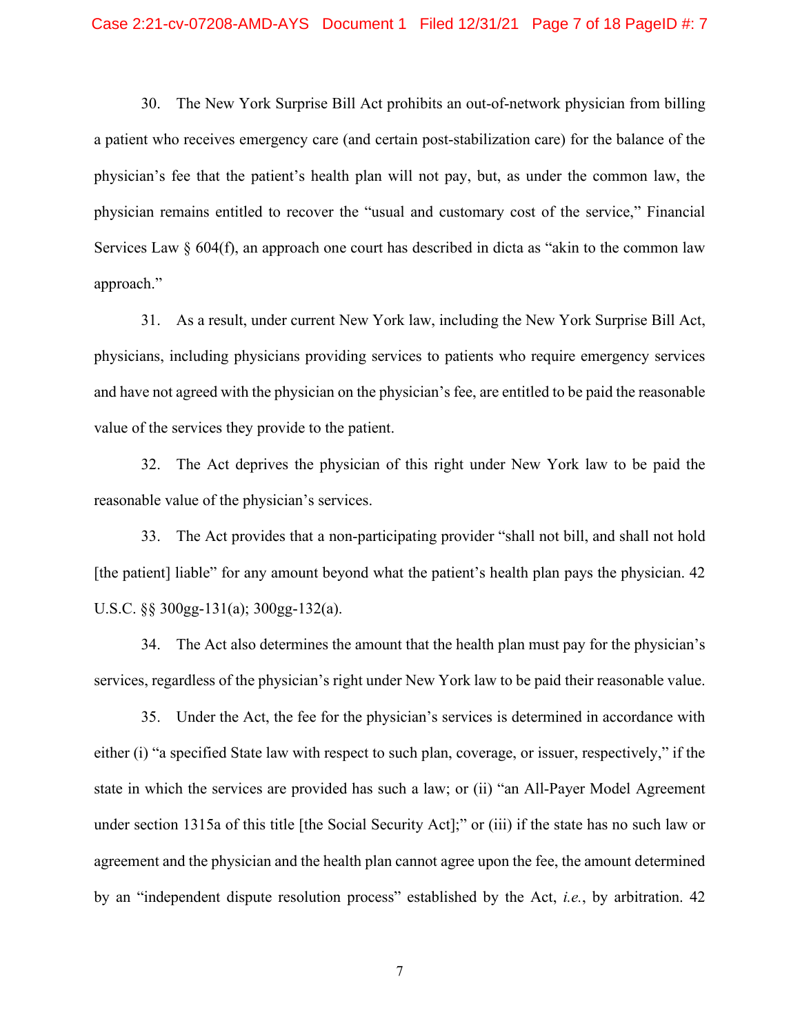30. The New York Surprise Bill Act prohibits an out-of-network physician from billing a patient who receives emergency care (and certain post-stabilization care) for the balance of the physician's fee that the patient's health plan will not pay, but, as under the common law, the physician remains entitled to recover the "usual and customary cost of the service," Financial Services Law § 604(f), an approach one court has described in dicta as "akin to the common law approach."

31. As a result, under current New York law, including the New York Surprise Bill Act, physicians, including physicians providing services to patients who require emergency services and have not agreed with the physician on the physician's fee, are entitled to be paid the reasonable value of the services they provide to the patient.

32. The Act deprives the physician of this right under New York law to be paid the reasonable value of the physician's services.

33. The Act provides that a non-participating provider "shall not bill, and shall not hold [the patient] liable" for any amount beyond what the patient's health plan pays the physician. 42 U.S.C. §§ 300gg-131(a); 300gg-132(a).

34. The Act also determines the amount that the health plan must pay for the physician's services, regardless of the physician's right under New York law to be paid their reasonable value.

35. Under the Act, the fee for the physician's services is determined in accordance with either (i) "a specified State law with respect to such plan, coverage, or issuer, respectively," if the state in which the services are provided has such a law; or (ii) "an All-Payer Model Agreement under section 1315a of this title [the Social Security Act];" or (iii) if the state has no such law or agreement and the physician and the health plan cannot agree upon the fee, the amount determined by an "independent dispute resolution process" established by the Act, *i.e.*, by arbitration. 42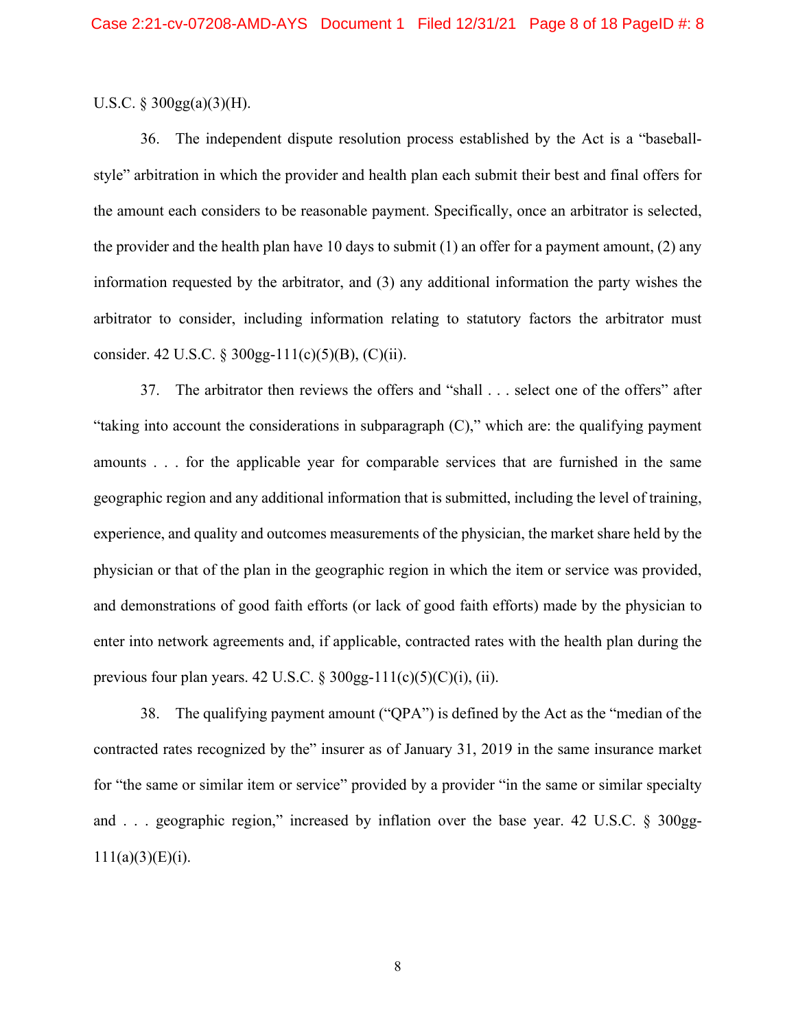U.S.C. § 300gg(a)(3)(H).

36. The independent dispute resolution process established by the Act is a "baseball-style" arbitration in which the provider and health plan each submit their best and final offers for the amount each considers to be reasonable payment. Specifically, once an arbitrator is selected, the provider and the health plan have 10 days to submit (1) an offer for a payment amount, (2) any information requested by the arbitrator, and (3) any additional information the party wishes the arbitrator to consider, including information relating to statutory factors the arbitrator must consider. 42 U.S.C. § 300gg-111(c)(5)(B), (C)(ii).

37. The arbitrator then reviews the offers and "shall . . . select one of the offers" after "taking into account the considerations in subparagraph (C)," which are: the qualifying payment amounts . . . for the applicable year for comparable services that are furnished in the same geographic region and any additional information that is submitted, including the level of training, experience, and quality and outcomes measurements of the physician, the market share held by the physician or that of the plan in the geographic region in which the item or service was provided, and demonstrations of good faith efforts (or lack of good faith efforts) made by the physician to enter into network agreements and, if applicable, contracted rates with the health plan during the previous four plan years. 42 U.S.C. § 300gg-111(c)(5)(C)(i), (ii).

38. The qualifying payment amount ("QPA") is defined by the Act as the "median of the contracted rates recognized by the" insurer as of January 31, 2019 in the same insurance market for "the same or similar item or service" provided by a provider "in the same or similar specialty and . . . geographic region," increased by inflation over the base year. 42 U.S.C. § 300gg-111(a)(3)(E)(i).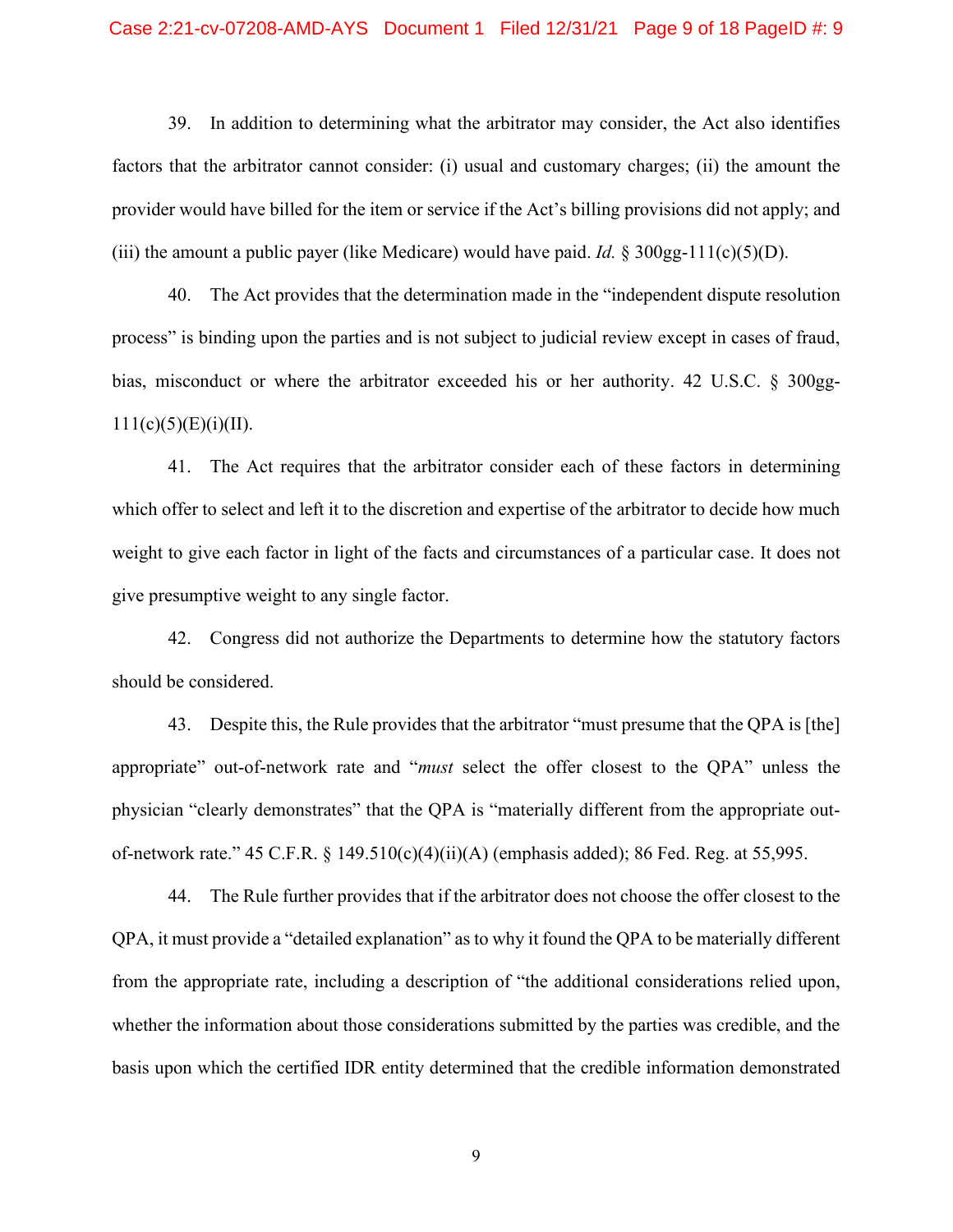39. In addition to determining what the arbitrator may consider, the Act also identifies factors that the arbitrator cannot consider: (i) usual and customary charges; (ii) the amount the provider would have billed for the item or service if the Act's billing provisions did not apply; and (iii) the amount a public payer (like Medicare) would have paid. *Id.* § 300gg-111(c)(5)(D).

40. The Act provides that the determination made in the "independent dispute resolution process" is binding upon the parties and is not subject to judicial review except in cases of fraud, bias, misconduct or where the arbitrator exceeded his or her authority. 42 U.S.C. § 300gg-111(c)(5)(E)(i)(II).

41. The Act requires that the arbitrator consider each of these factors in determining which offer to select and left it to the discretion and expertise of the arbitrator to decide how much weight to give each factor in light of the facts and circumstances of a particular case. It does not give presumptive weight to any single factor.

42. Congress did not authorize the Departments to determine how the statutory factors should be considered.

43. Despite this, the Rule provides that the arbitrator "must presume that the QPA is [the] appropriate" out-of-network rate and "*must* select the offer closest to the QPA" unless the physician "clearly demonstrates" that the QPA is "materially different from the appropriate out-of-network rate." 45 C.F.R. § 149.510(c)(4)(ii)(A) (emphasis added); 86 Fed. Reg. at 55,995.

44. The Rule further provides that if the arbitrator does not choose the offer closest to the QPA, it must provide a "detailed explanation" as to why it found the QPA to be materially different from the appropriate rate, including a description of "the additional considerations relied upon, whether the information about those considerations submitted by the parties was credible, and the basis upon which the certified IDR entity determined that the credible information demonstrated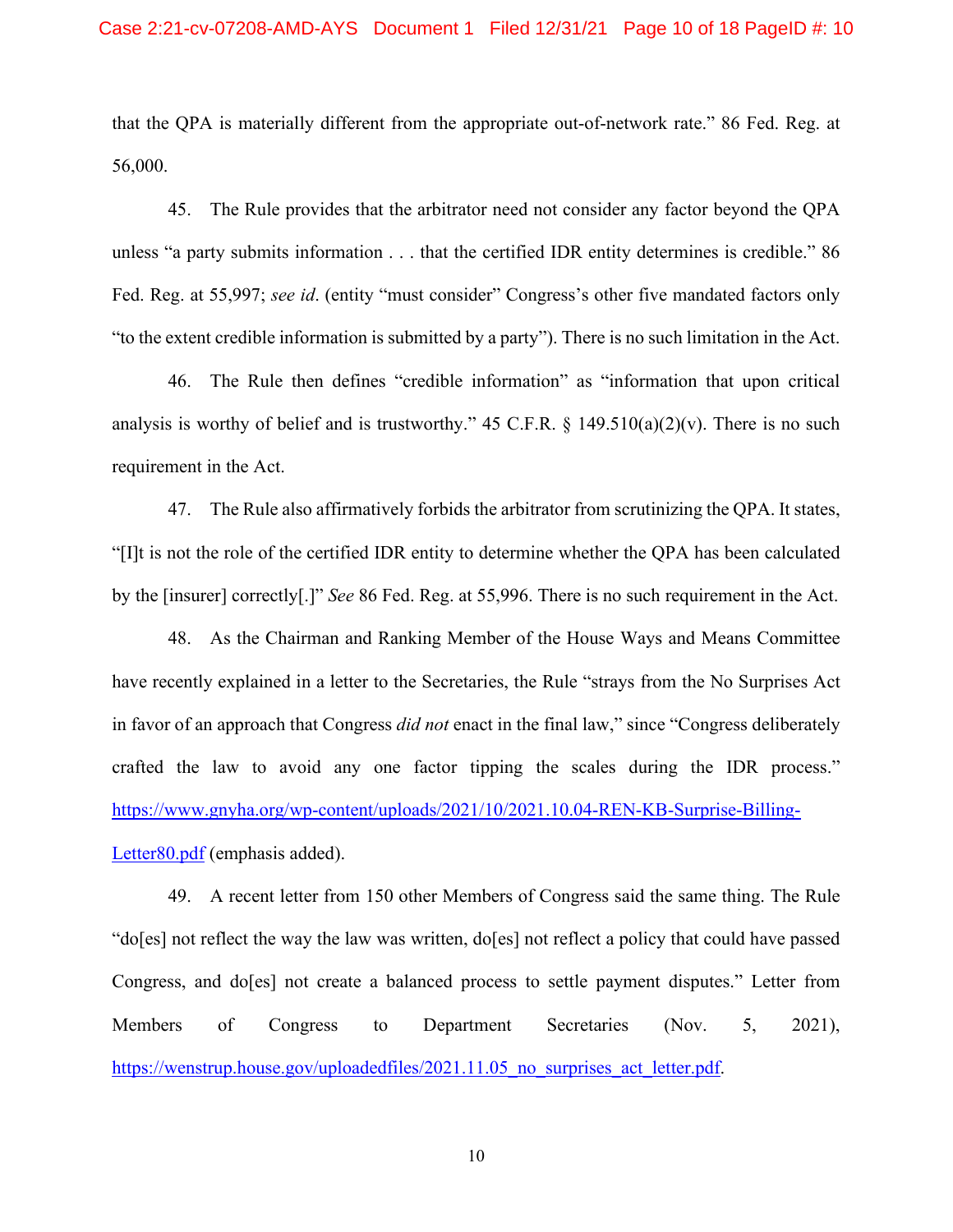that the QPA is materially different from the appropriate out-of-network rate." 86 Fed. Reg. at 56,000.

45. The Rule provides that the arbitrator need not consider any factor beyond the QPA unless "a party submits information . . . that the certified IDR entity determines is credible." 86 Fed. Reg. at 55,997; *see id*. (entity "must consider" Congress's other five mandated factors only "to the extent credible information is submitted by a party"). There is no such limitation in the Act.

46. The Rule then defines "credible information" as "information that upon critical analysis is worthy of belief and is trustworthy." 45 C.F.R. § 149.510(a)(2)(v). There is no such requirement in the Act.

47. The Rule also affirmatively forbids the arbitrator from scrutinizing the QPA. It states, "[I]t is not the role of the certified IDR entity to determine whether the QPA has been calculated by the [insurer] correctly[.]" *See* 86 Fed. Reg. at 55,996. There is no such requirement in the Act.

48. As the Chairman and Ranking Member of the House Ways and Means Committee have recently explained in a letter to the Secretaries, the Rule "strays from the No Surprises Act in favor of an approach that Congress *did not* enact in the final law," since "Congress deliberately crafted the law to avoid any one factor tipping the scales during the IDR process." [https://www.gnyha.org/wp-content/uploads/2021/10/2021.10.04-REN-KB-Surprise-Billing-Letter80.pdf](https://www.gnyha.org/wp-content/uploads/2021/10/2021.10.04-REN-KB-Surprise-Billing-Letter80.pdf) (emphasis added).

49. A recent letter from 150 other Members of Congress said the same thing. The Rule "do[es] not reflect the way the law was written, do[es] not reflect a policy that could have passed Congress, and do[es] not create a balanced process to settle payment disputes." Letter from Members of Congress to Department Secretaries (Nov. 5, 2021), [https://wenstrup.house.gov/uploadedfiles/2021.11.05_no_surprises_act_letter.pdf](https://wenstrup.house.gov/uploadedfiles/2021.11.05_no_surprises_act_letter.pdf).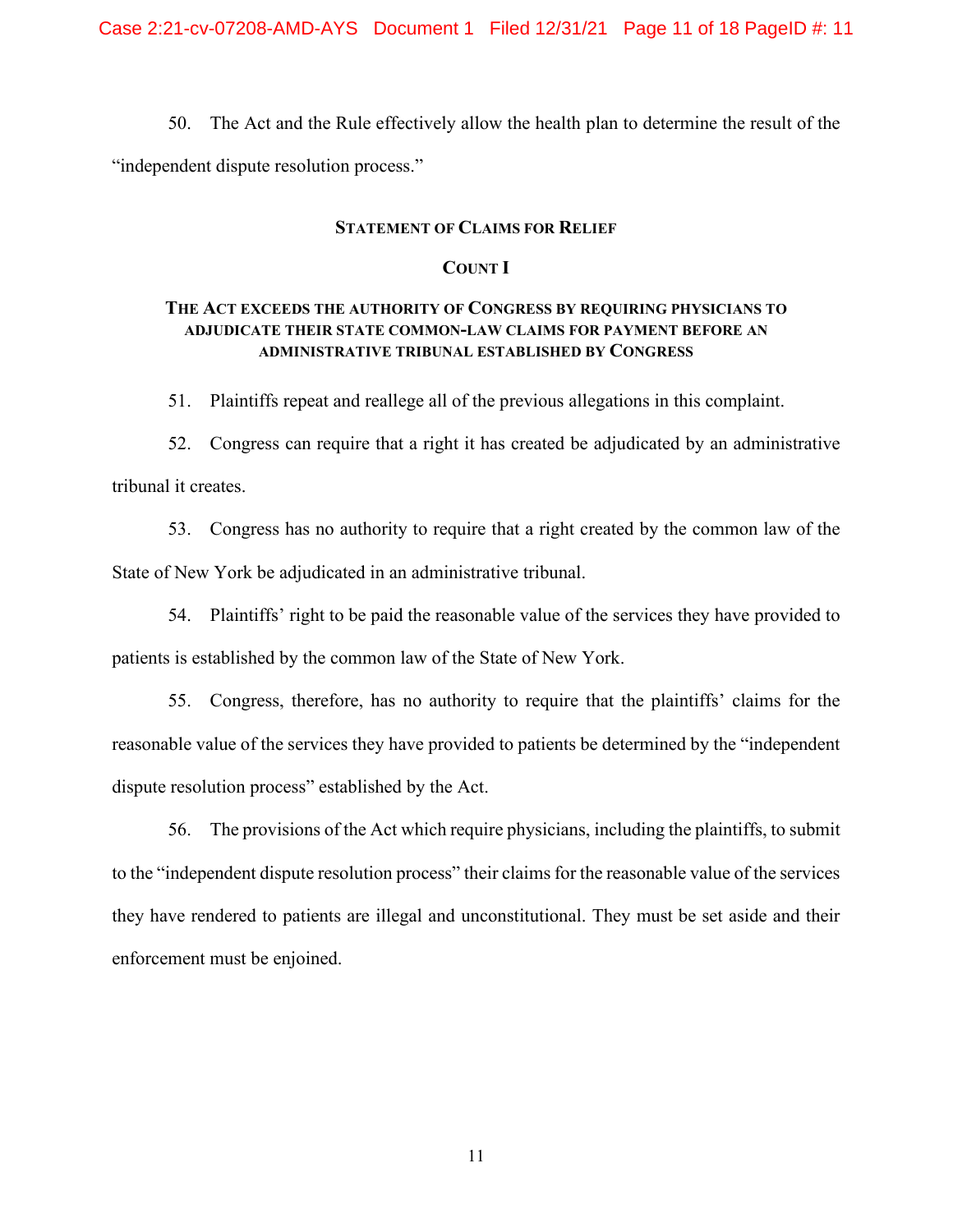50. The Act and the Rule effectively allow the health plan to determine the result of the "independent dispute resolution process."

## STATEMENT OF CLAIMS FOR RELIEF

### COUNT I

### THE ACT EXCEEDS THE AUTHORITY OF CONGRESS BY REQUIRING PHYSICIANS TO ADJUDICATE THEIR STATE COMMON-LAW CLAIMS FOR PAYMENT BEFORE AN ADMINISTRATIVE TRIBUNAL ESTABLISHED BY CONGRESS

51. Plaintiffs repeat and reallege all of the previous allegations in this complaint.

52. Congress can require that a right it has created be adjudicated by an administrative tribunal it creates.

53. Congress has no authority to require that a right created by the common law of the State of New York be adjudicated in an administrative tribunal.

54. Plaintiffs' right to be paid the reasonable value of the services they have provided to patients is established by the common law of the State of New York.

55. Congress, therefore, has no authority to require that the plaintiffs' claims for the reasonable value of the services they have provided to patients be determined by the "independent dispute resolution process" established by the Act.

56. The provisions of the Act which require physicians, including the plaintiffs, to submit to the "independent dispute resolution process" their claims for the reasonable value of the services they have rendered to patients are illegal and unconstitutional. They must be set aside and their enforcement must be enjoined.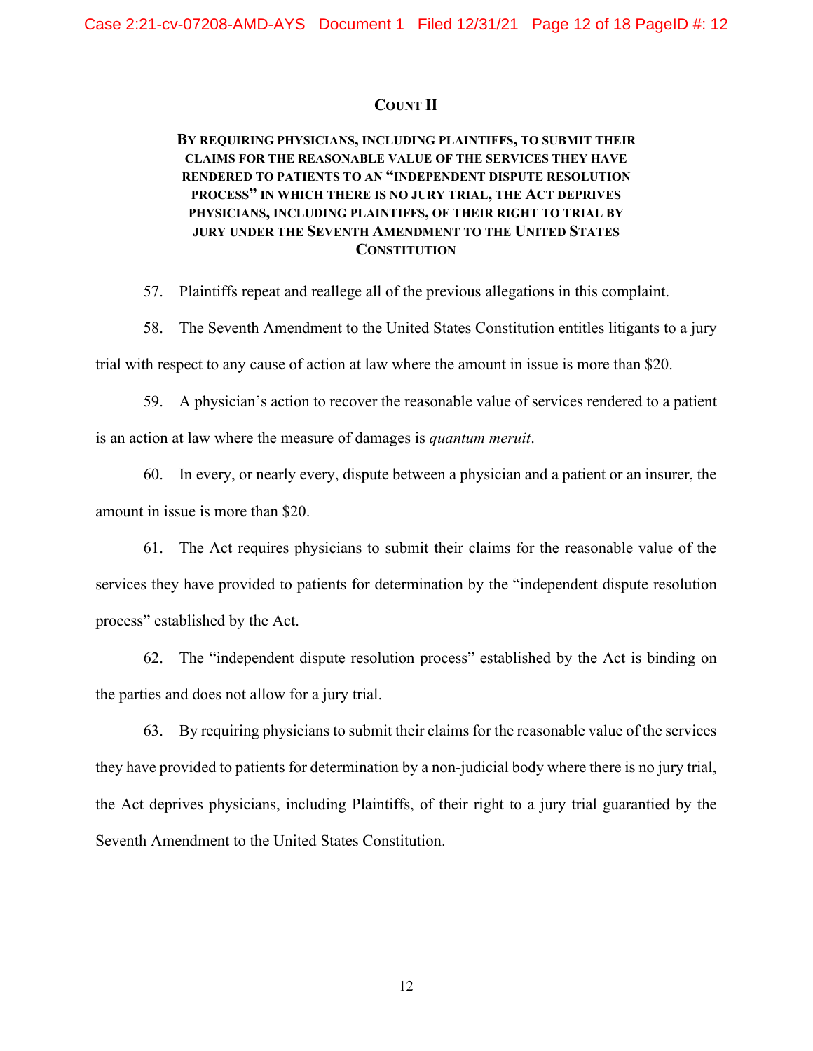## COUNT II

**BY REQUIRING PHYSICIANS, INCLUDING PLAINTIFFS, TO SUBMIT THEIR CLAIMS FOR THE REASONABLE VALUE OF THE SERVICES THEY HAVE RENDERED TO PATIENTS TO AN "INDEPENDENT DISPUTE RESOLUTION PROCESS" IN WHICH THERE IS NO JURY TRIAL, THE ACT DEPRIVES PHYSICIANS, INCLUDING PLAINTIFFS, OF THEIR RIGHT TO TRIAL BY JURY UNDER THE SEVENTH AMENDMENT TO THE UNITED STATES CONSTITUTION**

57. Plaintiffs repeat and reallege all of the previous allegations in this complaint.

58. The Seventh Amendment to the United States Constitution entitles litigants to a jury trial with respect to any cause of action at law where the amount in issue is more than $20.

59. A physician's action to recover the reasonable value of services rendered to a patient is an action at law where the measure of damages is *quantum meruit*.

60. In every, or nearly every, dispute between a physician and a patient or an insurer, the amount in issue is more than $20.

61. The Act requires physicians to submit their claims for the reasonable value of the services they have provided to patients for determination by the "independent dispute resolution process" established by the Act.

62. The "independent dispute resolution process" established by the Act is binding on the parties and does not allow for a jury trial.

63. By requiring physicians to submit their claims for the reasonable value of the services they have provided to patients for determination by a non-judicial body where there is no jury trial, the Act deprives physicians, including Plaintiffs, of their right to a jury trial guarantied by the Seventh Amendment to the United States Constitution.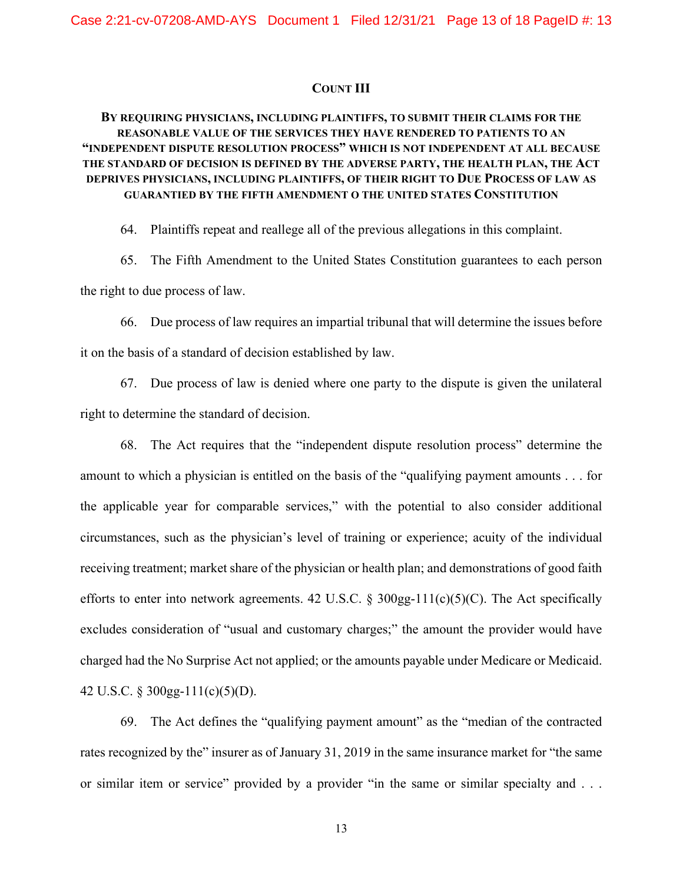## COUNT III

**BY REQUIRING PHYSICIANS, INCLUDING PLAINTIFFS, TO SUBMIT THEIR CLAIMS FOR THE REASONABLE VALUE OF THE SERVICES THEY HAVE RENDERED TO PATIENTS TO AN "INDEPENDENT DISPUTE RESOLUTION PROCESS" WHICH IS NOT INDEPENDENT AT ALL BECAUSE THE STANDARD OF DECISION IS DEFINED BY THE ADVERSE PARTY, THE HEALTH PLAN, THE ACT DEPRIVES PHYSICIANS, INCLUDING PLAINTIFFS, OF THEIR RIGHT TO DUE PROCESS OF LAW AS GUARANTIED BY THE FIFTH AMENDMENT O THE UNITED STATES CONSTITUTION**

64. Plaintiffs repeat and reallege all of the previous allegations in this complaint.

65. The Fifth Amendment to the United States Constitution guarantees to each person the right to due process of law.

66. Due process of law requires an impartial tribunal that will determine the issues before it on the basis of a standard of decision established by law.

67. Due process of law is denied where one party to the dispute is given the unilateral right to determine the standard of decision.

68. The Act requires that the "independent dispute resolution process" determine the amount to which a physician is entitled on the basis of the "qualifying payment amounts . . . for the applicable year for comparable services," with the potential to also consider additional circumstances, such as the physician's level of training or experience; acuity of the individual receiving treatment; market share of the physician or health plan; and demonstrations of good faith efforts to enter into network agreements. 42 U.S.C. § 300gg-111(c)(5)(C). The Act specifically excludes consideration of "usual and customary charges;" the amount the provider would have charged had the No Surprise Act not applied; or the amounts payable under Medicare or Medicaid. 42 U.S.C. § 300gg-111(c)(5)(D).

69. The Act defines the "qualifying payment amount" as the "median of the contracted rates recognized by the" insurer as of January 31, 2019 in the same insurance market for "the same or similar item or service" provided by a provider "in the same or similar specialty and . . .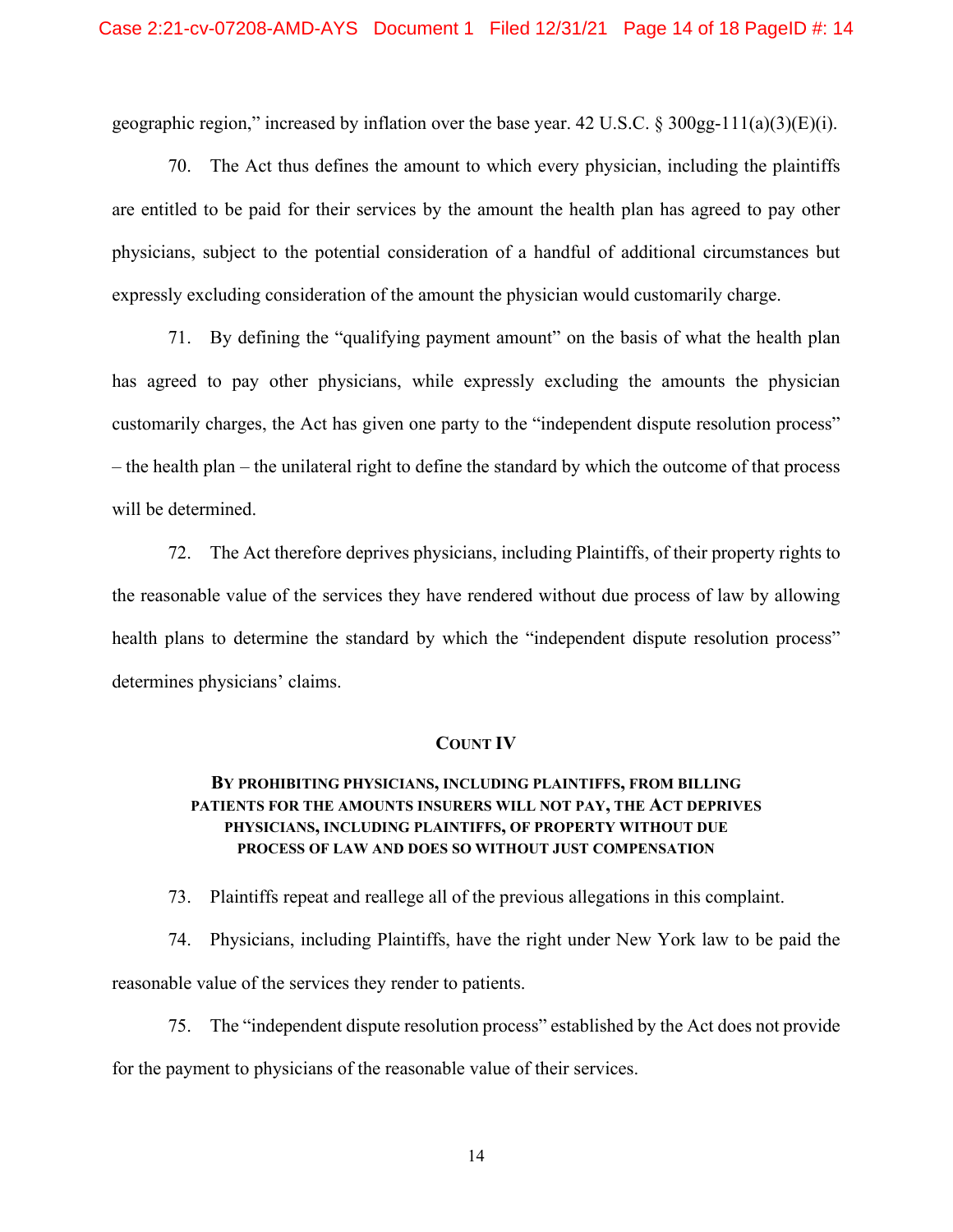geographic region," increased by inflation over the base year. 42 U.S.C. § 300gg-111(a)(3)(E)(i).

70. The Act thus defines the amount to which every physician, including the plaintiffs are entitled to be paid for their services by the amount the health plan has agreed to pay other physicians, subject to the potential consideration of a handful of additional circumstances but expressly excluding consideration of the amount the physician would customarily charge.

71. By defining the "qualifying payment amount" on the basis of what the health plan has agreed to pay other physicians, while expressly excluding the amounts the physician customarily charges, the Act has given one party to the "independent dispute resolution process" – the health plan – the unilateral right to define the standard by which the outcome of that process will be determined.

72. The Act therefore deprives physicians, including Plaintiffs, of their property rights to the reasonable value of the services they have rendered without due process of law by allowing health plans to determine the standard by which the "independent dispute resolution process" determines physicians' claims.

## COUNT IV

### BY PROHIBITING PHYSICIANS, INCLUDING PLAINTIFFS, FROM BILLING PATIENTS FOR THE AMOUNTS INSURERS WILL NOT PAY, THE ACT DEPRIVES PHYSICIANS, INCLUDING PLAINTIFFS, OF PROPERTY WITHOUT DUE PROCESS OF LAW AND DOES SO WITHOUT JUST COMPENSATION

73. Plaintiffs repeat and reallege all of the previous allegations in this complaint.

74. Physicians, including Plaintiffs, have the right under New York law to be paid the reasonable value of the services they render to patients.

75. The "independent dispute resolution process" established by the Act does not provide for the payment to physicians of the reasonable value of their services.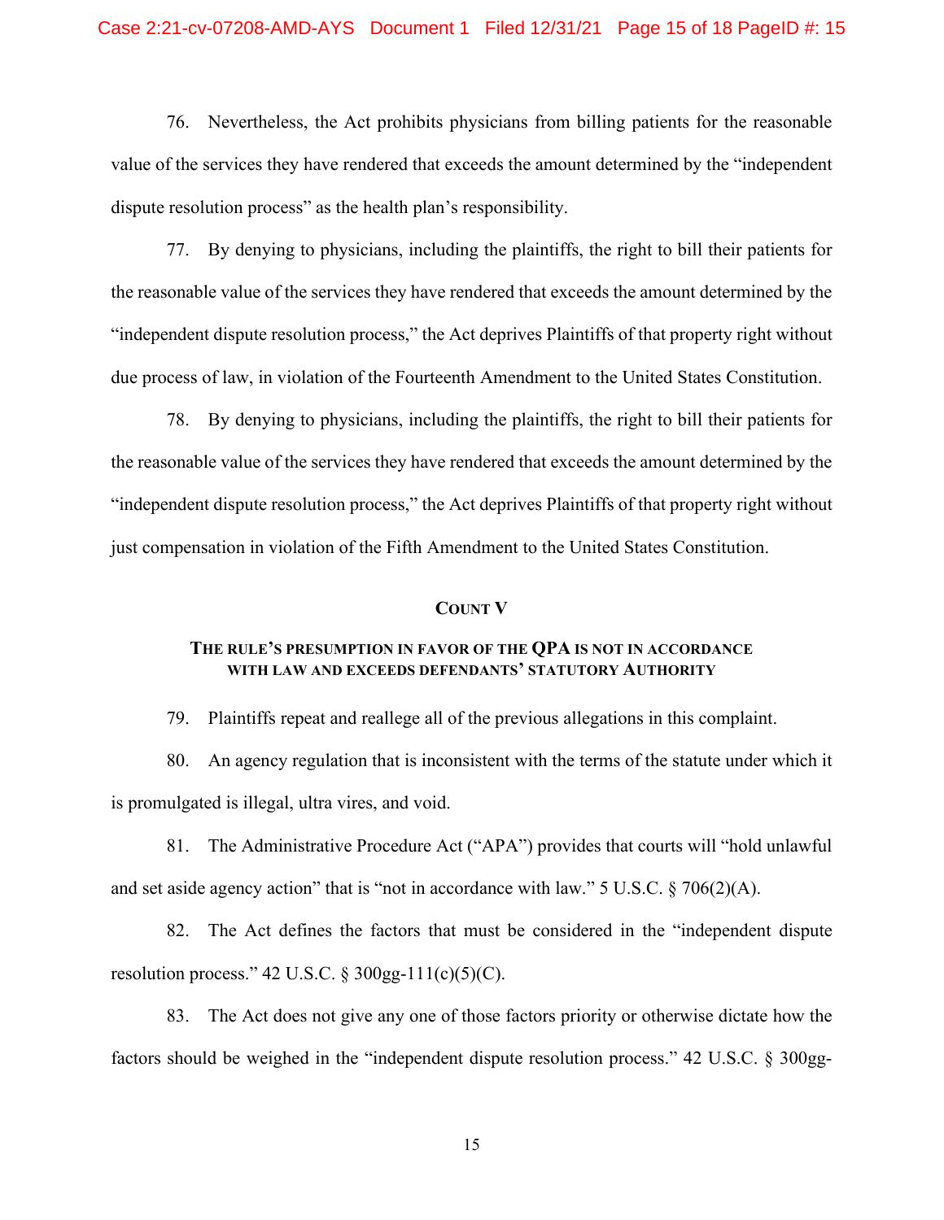76. Nevertheless, the Act prohibits physicians from billing patients for the reasonable value of the services they have rendered that exceeds the amount determined by the "independent dispute resolution process" as the health plan's responsibility.

77. By denying to physicians, including the plaintiffs, the right to bill their patients for the reasonable value of the services they have rendered that exceeds the amount determined by the "independent dispute resolution process," the Act deprives Plaintiffs of that property right without due process of law, in violation of the Fourteenth Amendment to the United States Constitution.

78. By denying to physicians, including the plaintiffs, the right to bill their patients for the reasonable value of the services they have rendered that exceeds the amount determined by the "independent dispute resolution process," the Act deprives Plaintiffs of that property right without just compensation in violation of the Fifth Amendment to the United States Constitution.

## COUNT V

### THE RULE'S PRESUMPTION IN FAVOR OF THE QPA IS NOT IN ACCORDANCE WITH LAW AND EXCEEDS DEFENDANTS' STATUTORY AUTHORITY

79. Plaintiffs repeat and reallege all of the previous allegations in this complaint.

80. An agency regulation that is inconsistent with the terms of the statute under which it is promulgated is illegal, ultra vires, and void.

81. The Administrative Procedure Act ("APA") provides that courts will "hold unlawful and set aside agency action" that is "not in accordance with law." 5 U.S.C. § 706(2)(A).

82. The Act defines the factors that must be considered in the "independent dispute resolution process." 42 U.S.C. § 300gg-111(c)(5)(C).

83. The Act does not give any one of those factors priority or otherwise dictate how the factors should be weighed in the "independent dispute resolution process." 42 U.S.C. § 300gg-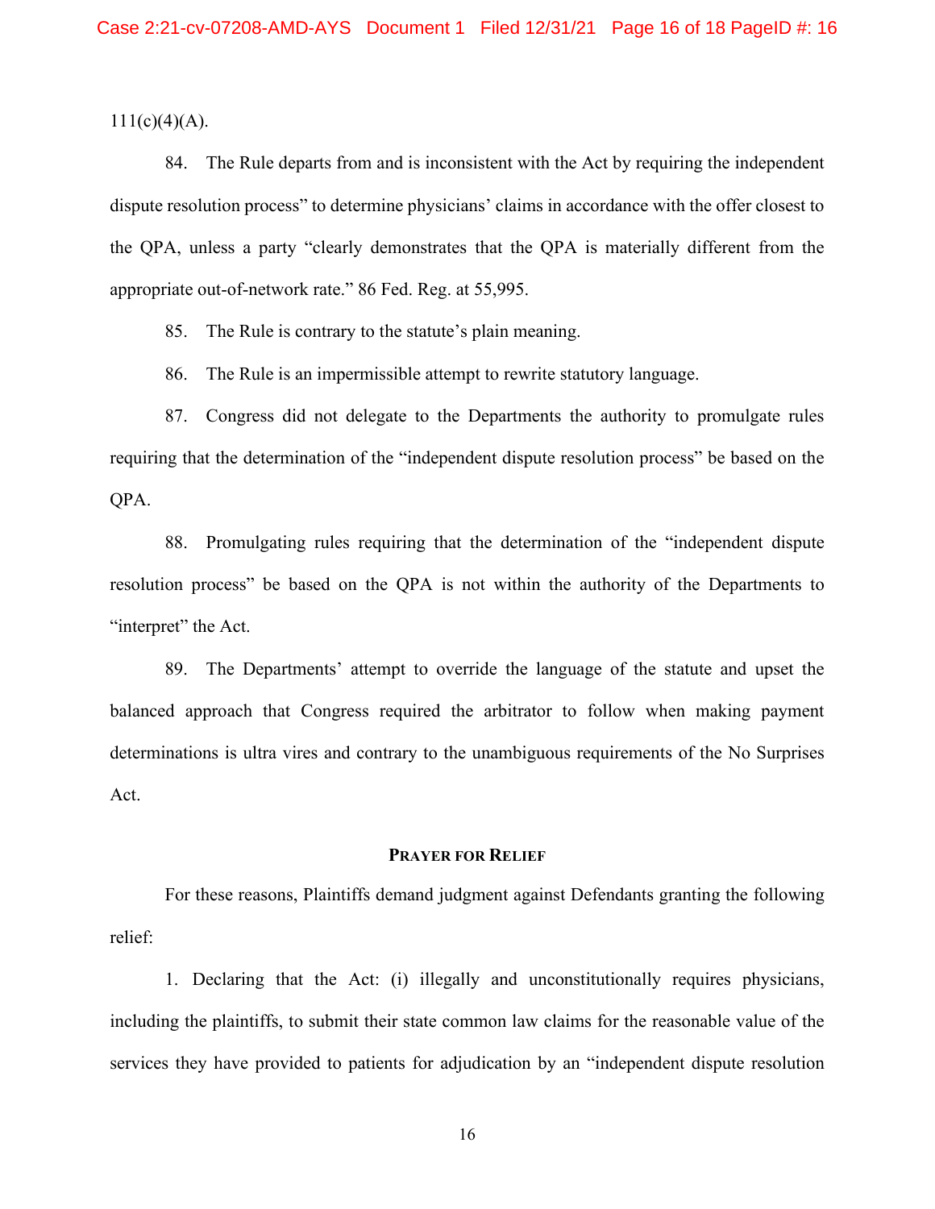111(c)(4)(A).

84. The Rule departs from and is inconsistent with the Act by requiring the independent dispute resolution process" to determine physicians' claims in accordance with the offer closest to the QPA, unless a party "clearly demonstrates that the QPA is materially different from the appropriate out-of-network rate." 86 Fed. Reg. at 55,995.

85. The Rule is contrary to the statute's plain meaning.

86. The Rule is an impermissible attempt to rewrite statutory language.

87. Congress did not delegate to the Departments the authority to promulgate rules requiring that the determination of the "independent dispute resolution process" be based on the QPA.

88. Promulgating rules requiring that the determination of the "independent dispute resolution process" be based on the QPA is not within the authority of the Departments to "interpret" the Act.

89. The Departments' attempt to override the language of the statute and upset the balanced approach that Congress required the arbitrator to follow when making payment determinations is ultra vires and contrary to the unambiguous requirements of the No Surprises Act.

## PRAYER FOR RELIEF

For these reasons, Plaintiffs demand judgment against Defendants granting the following relief:

1. Declaring that the Act: (i) illegally and unconstitutionally requires physicians, including the plaintiffs, to submit their state common law claims for the reasonable value of the services they have provided to patients for adjudication by an "independent dispute resolution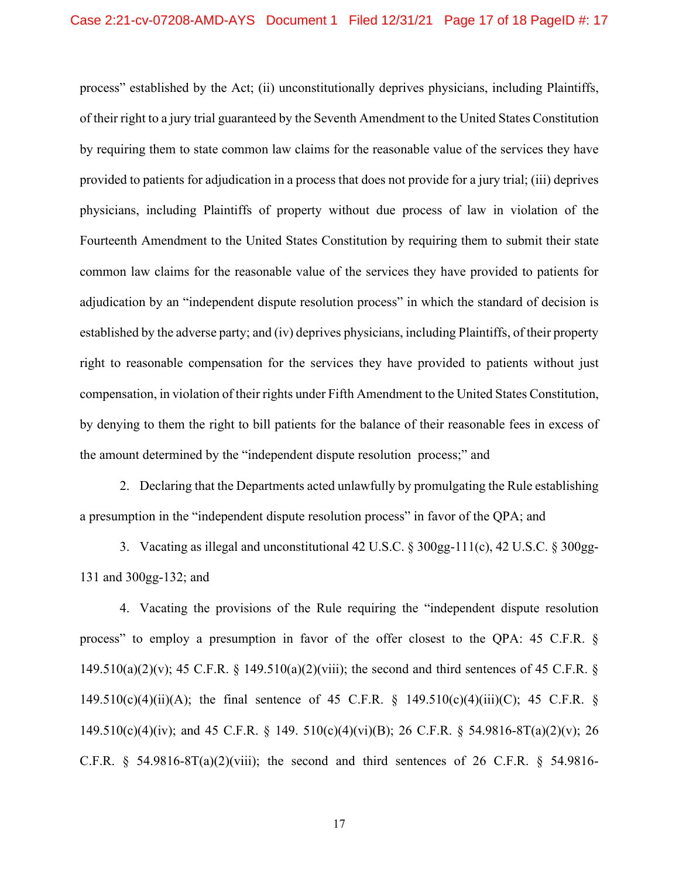process" established by the Act; (ii) unconstitutionally deprives physicians, including Plaintiffs, of their right to a jury trial guaranteed by the Seventh Amendment to the United States Constitution by requiring them to state common law claims for the reasonable value of the services they have provided to patients for adjudication in a process that does not provide for a jury trial; (iii) deprives physicians, including Plaintiffs of property without due process of law in violation of the Fourteenth Amendment to the United States Constitution by requiring them to submit their state common law claims for the reasonable value of the services they have provided to patients for adjudication by an "independent dispute resolution process" in which the standard of decision is established by the adverse party; and (iv) deprives physicians, including Plaintiffs, of their property right to reasonable compensation for the services they have provided to patients without just compensation, in violation of their rights under Fifth Amendment to the United States Constitution, by denying to them the right to bill patients for the balance of their reasonable fees in excess of the amount determined by the "independent dispute resolution process;" and

2. Declaring that the Departments acted unlawfully by promulgating the Rule establishing a presumption in the "independent dispute resolution process" in favor of the QPA; and

3. Vacating as illegal and unconstitutional 42 U.S.C. § 300gg-111(c), 42 U.S.C. § 300gg-131 and 300gg-132; and

4. Vacating the provisions of the Rule requiring the "independent dispute resolution process" to employ a presumption in favor of the offer closest to the QPA: 45 C.F.R. § 149.510(a)(2)(v); 45 C.F.R. § 149.510(a)(2)(viii); the second and third sentences of 45 C.F.R. § 149.510(c)(4)(ii)(A); the final sentence of 45 C.F.R. § 149.510(c)(4)(iii)(C); 45 C.F.R. § 149.510(c)(4)(iv); and 45 C.F.R. § 149. 510(c)(4)(vi)(B); 26 C.F.R. § 54.9816-8T(a)(2)(v); 26 C.F.R. § 54.9816-8T(a)(2)(viii); the second and third sentences of 26 C.F.R. § 54.9816-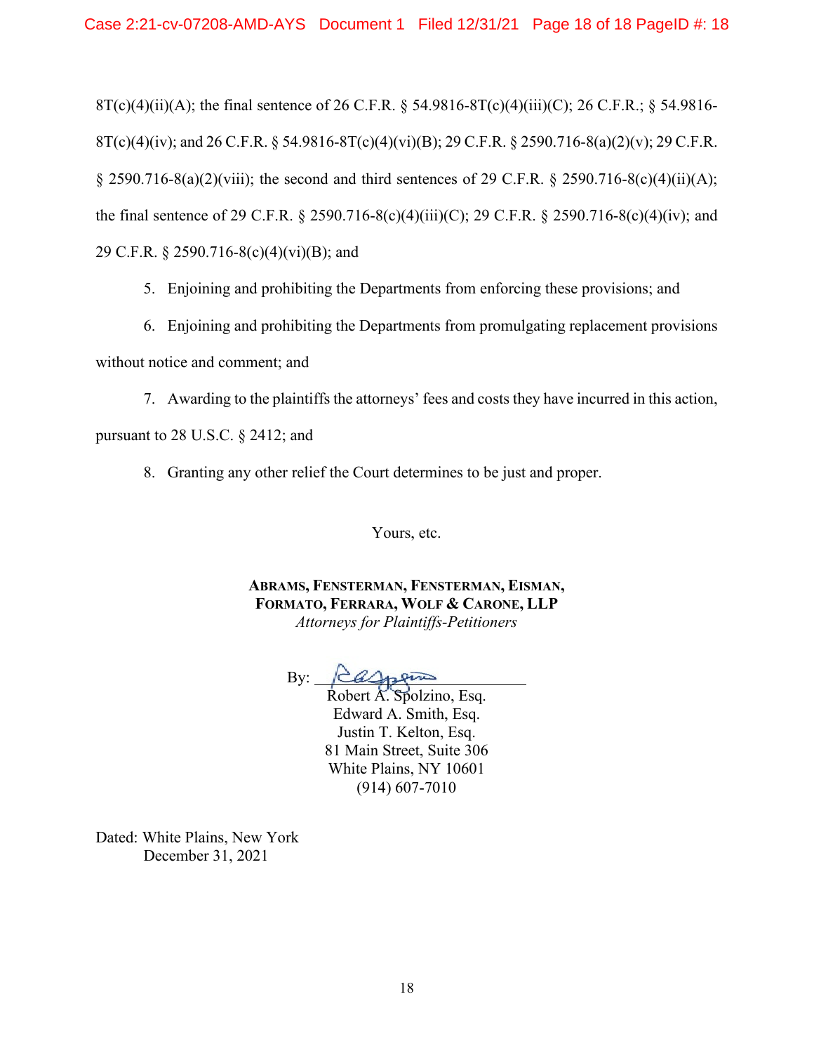8T(c)(4)(ii)(A); the final sentence of 26 C.F.R. § 54.9816-8T(c)(4)(iii)(C); 26 C.F.R.; § 54.9816-8T(c)(4)(iv); and 26 C.F.R. § 54.9816-8T(c)(4)(vi)(B); 29 C.F.R. § 2590.716-8(a)(2)(v); 29 C.F.R. § 2590.716-8(a)(2)(viii); the second and third sentences of 29 C.F.R. § 2590.716-8(c)(4)(ii)(A); the final sentence of 29 C.F.R. § 2590.716-8(c)(4)(iii)(C); 29 C.F.R. § 2590.716-8(c)(4)(iv); and 29 C.F.R. § 2590.716-8(c)(4)(vi)(B); and

5. Enjoining and prohibiting the Departments from enforcing these provisions; and

6. Enjoining and prohibiting the Departments from promulgating replacement provisions without notice and comment; and

7. Awarding to the plaintiffs the attorneys' fees and costs they have incurred in this action, pursuant to 28 U.S.C. § 2412; and

8. Granting any other relief the Court determines to be just and proper.

Yours, etc.

**ABRAMS, FENSTERMAN, FENSTERMAN, EISMAN, FORMATO, FERRARA, WOLF & CARONE, LLP**
*Attorneys for Plaintiffs-Petitioners*

By: ______________________
Robert A. Spolzino, Esq.
Edward A. Smith, Esq.
Justin T. Kelton, Esq.
81 Main Street, Suite 306
White Plains, NY 10601
(914) 607-7010

Dated: White Plains, New York
December 31, 2021